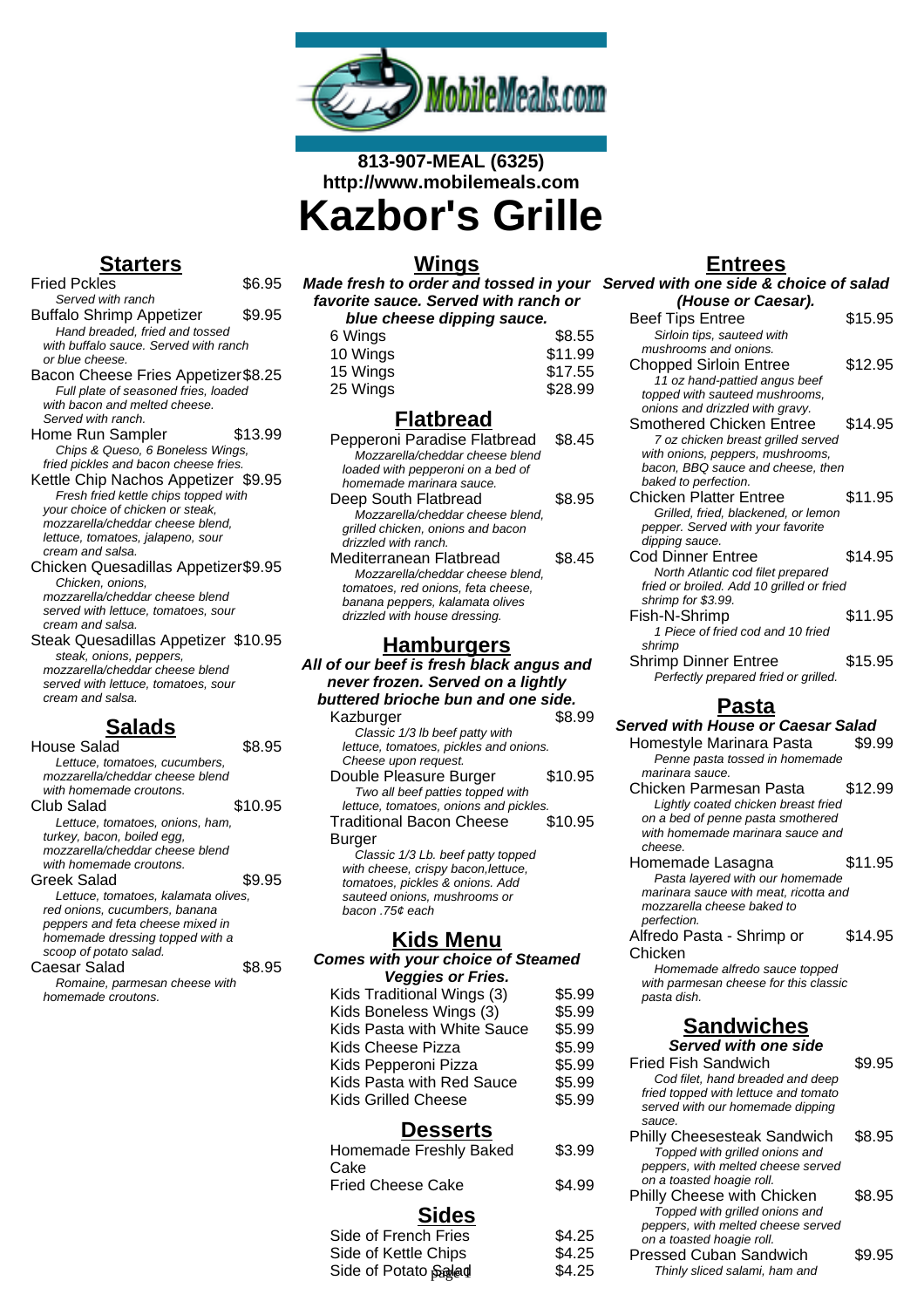813-907-MEAL (6325)
http://www.mobilemeals.com

# Kazbor's Grille

## Starters

**Fried Pckles** $6.95
*Served with ranch*

**Buffalo Shrimp Appetizer** $9.95
*Hand breaded, fried and tossed with buffalo sauce. Served with ranch or blue cheese.*

**Bacon Cheese Fries Appetizer** $8.25
*Full plate of seasoned fries, loaded with bacon and melted cheese. Served with ranch.*

**Home Run Sampler** $13.99
*Chips & Queso, 6 Boneless Wings, fried pickles and bacon cheese fries.*

**Kettle Chip Nachos Appetizer** $9.95
*Fresh fried kettle chips topped with your choice of chicken or steak, mozzarella/cheddar cheese blend, lettuce, tomatoes, jalapeno, sour cream and salsa.*

**Chicken Quesadillas Appetizer** $9.95
*Chicken, onions, mozzarella/cheddar cheese blend served with lettuce, tomatoes, sour cream and salsa.*

**Steak Quesadillas Appetizer** $10.95
*steak, onions, peppers, mozzarella/cheddar cheese blend served with lettuce, tomatoes, sour cream and salsa.*

## Salads

**House Salad** $8.95
*Lettuce, tomatoes, cucumbers, mozzarella/cheddar cheese blend with homemade croutons.*

**Club Salad** $10.95
*Lettuce, tomatoes, onions, ham, turkey, bacon, boiled egg, mozzarella/cheddar cheese blend with homemade croutons.*

**Greek Salad** $9.95
*Lettuce, tomatoes, kalamata olives, red onions, cucumbers, banana peppers and feta cheese mixed in homemade dressing topped with a scoop of potato salad.*

**Caesar Salad** $8.95
*Romaine, parmesan cheese with homemade croutons.*

## Wings

***Made fresh to order and tossed in your favorite sauce. Served with ranch or blue cheese dipping sauce.***

| Item | Price |
|---|---|
| 6 Wings | $8.55 |
| 10 Wings | $11.99 |
| 15 Wings | $17.55 |
| 25 Wings | $28.99 |

## Flatbread

**Pepperoni Paradise Flatbread** $8.45
*Mozzarella/cheddar cheese blend loaded with pepperoni on a bed of homemade marinara sauce.*

**Deep South Flatbread** $8.95
*Mozzarella/cheddar cheese blend, grilled chicken, onions and bacon drizzled with ranch.*

**Mediterranean Flatbread** $8.45
*Mozzarella/cheddar cheese blend, tomatoes, red onions, feta cheese, banana peppers, kalamata olives drizzled with house dressing.*

## Hamburgers

***All of our beef is fresh black angus and never frozen. Served on a lightly buttered brioche bun and one side.***

**Kazburger** $8.99
*Classic 1/3 lb beef patty with lettuce, tomatoes, pickles and onions. Cheese upon request.*

**Double Pleasure Burger** $10.95
*Two all beef patties topped with lettuce, tomatoes, onions and pickles.*

**Traditional Bacon Cheese Burger** $10.95
*Classic 1/3 Lb. beef patty topped with cheese, crispy bacon,lettuce, tomatoes, pickles & onions. Add sauteed onions, mushrooms or bacon .75¢ each*

## Kids Menu

***Comes with your choice of Steamed Veggies or Fries.***

| Item | Price |
|---|---|
| Kids Traditional Wings (3) | $5.99 |
| Kids Boneless Wings (3) | $5.99 |
| Kids Pasta with White Sauce | $5.99 |
| Kids Cheese Pizza | $5.99 |
| Kids Pepperoni Pizza | $5.99 |
| Kids Pasta with Red Sauce | $5.99 |
| Kids Grilled Cheese | $5.99 |

## Desserts

| Item | Price |
|---|---|
| Homemade Freshly Baked Cake | $3.99 |
| Fried Cheese Cake | $4.99 |

## Sides

| Item | Price |
|---|---|
| Side of French Fries | $4.25 |
| Side of Kettle Chips | $4.25 |
| Side of Potato Salad | $4.25 |

## Entrees

***Served with one side & choice of salad (House or Caesar).***

**Beef Tips Entree** $15.95
*Sirloin tips, sauteed with mushrooms and onions.*

**Chopped Sirloin Entree** $12.95
*11 oz hand-pattied angus beef topped with sauteed mushrooms, onions and drizzled with gravy.*

**Smothered Chicken Entree** $14.95
*7 oz chicken breast grilled served with onions, peppers, mushrooms, bacon, BBQ sauce and cheese, then baked to perfection.*

**Chicken Platter Entree** $11.95
*Grilled, fried, blackened, or lemon pepper. Served with your favorite dipping sauce.*

**Cod Dinner Entree** $14.95
*North Atlantic cod filet prepared fried or broiled. Add 10 grilled or fried shrimp for $3.99.*

**Fish-N-Shrimp** $11.95
*1 Piece of fried cod and 10 fried shrimp*

**Shrimp Dinner Entree** $15.95
*Perfectly prepared fried or grilled.*

## Pasta

***Served with House or Caesar Salad***

**Homestyle Marinara Pasta** $9.99
*Penne pasta tossed in homemade marinara sauce.*

**Chicken Parmesan Pasta** $12.99
*Lightly coated chicken breast fried on a bed of penne pasta smothered with homemade marinara sauce and cheese.*

**Homemade Lasagna** $11.95
*Pasta layered with our homemade marinara sauce with meat, ricotta and mozzarella cheese baked to perfection.*

**Alfredo Pasta - Shrimp or Chicken** $14.95
*Homemade alfredo sauce topped with parmesan cheese for this classic pasta dish.*

## Sandwiches

***Served with one side***

**Fried Fish Sandwich** $9.95
*Cod filet, hand breaded and deep fried topped with lettuce and tomato served with our homemade dipping sauce.*

**Philly Cheesesteak Sandwich** $8.95
*Topped with grilled onions and peppers, with melted cheese served on a toasted hoagie roll.*

**Philly Cheese with Chicken** $8.95
*Topped with grilled onions and peppers, with melted cheese served on a toasted hoagie roll.*

**Pressed Cuban Sandwich** $9.95
*Thinly sliced salami, ham and*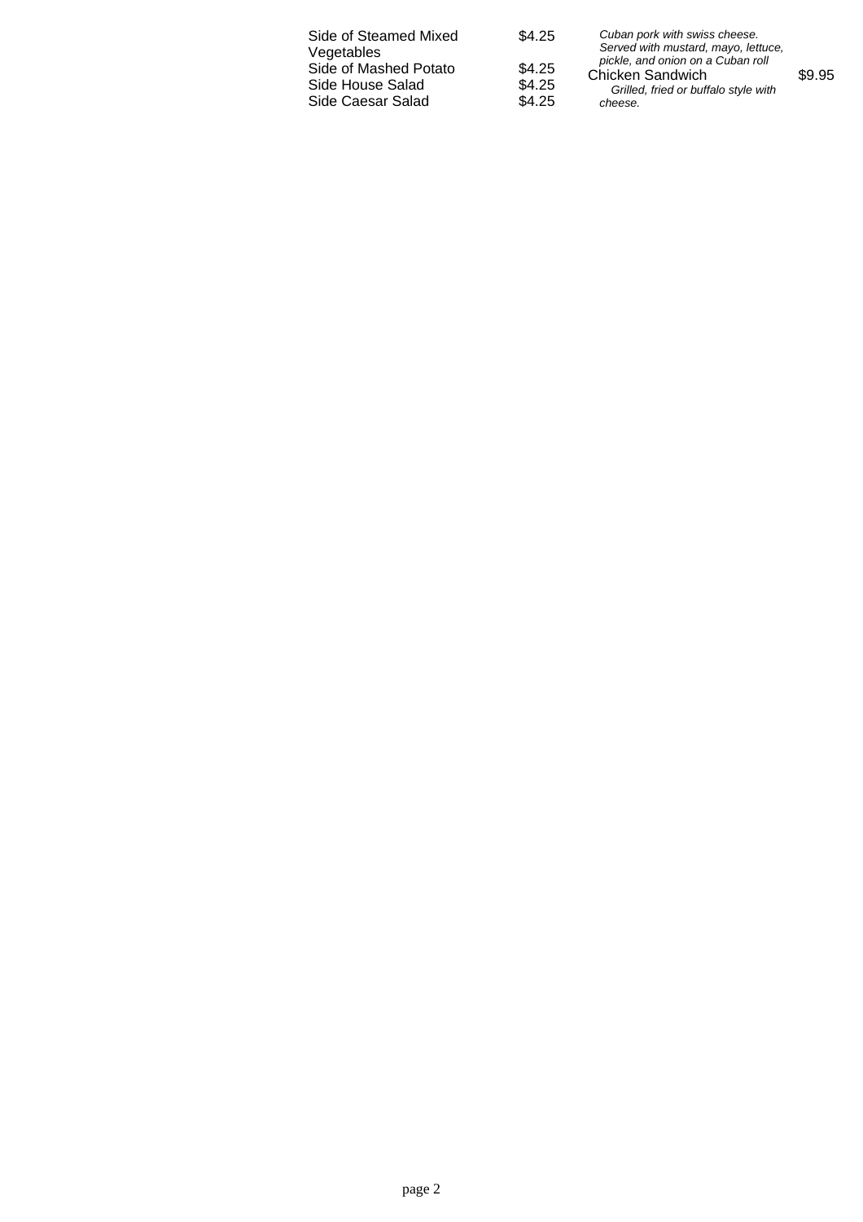| | |
|---|---|
| Side of Steamed Mixed Vegetables | $4.25 |
| Side of Mashed Potato | $4.25 |
| Side House Salad | $4.25 |
| Side Caesar Salad | $4.25 |

*Cuban pork with swiss cheese. Served with mustard, mayo, lettuce, pickle, and onion on a Cuban roll*

| | |
|---|---|
| Chicken Sandwich | $9.95 |

*Grilled, fried or buffalo style with cheese.*